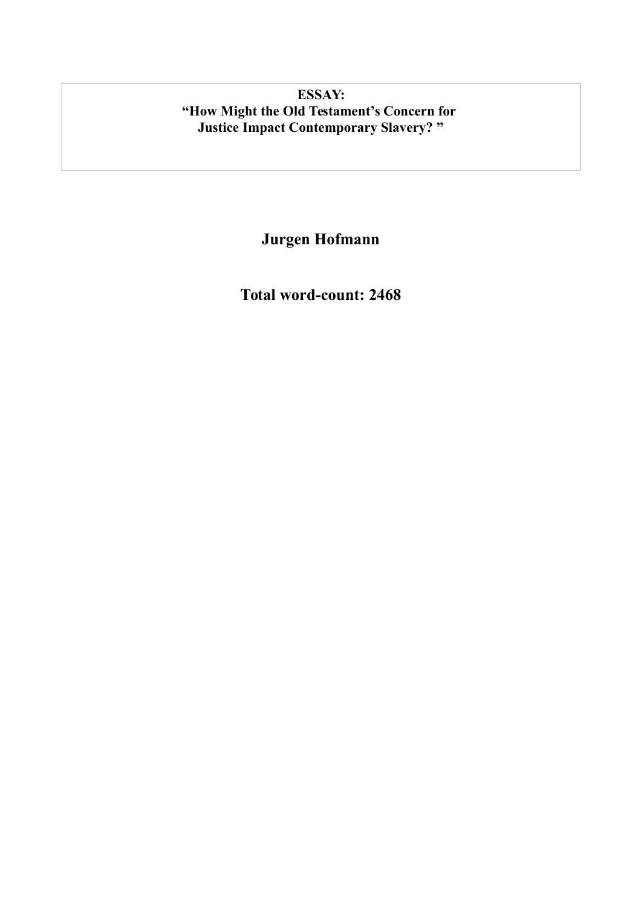**ESSAY:**
**"How Might the Old Testament's Concern for Justice Impact Contemporary Slavery? "**

**Jurgen Hofmann**

**Total word-count: 2468**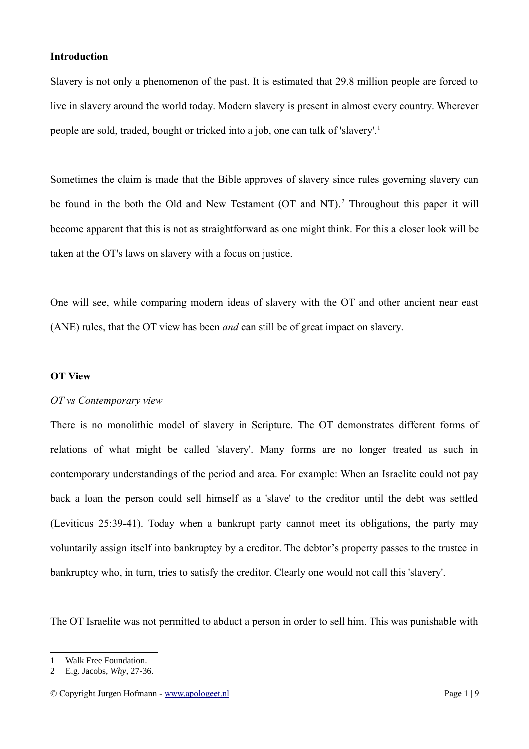**Introduction**

Slavery is not only a phenomenon of the past. It is estimated that 29.8 million people are forced to live in slavery around the world today. Modern slavery is present in almost every country. Wherever people are sold, traded, bought or tricked into a job, one can talk of 'slavery'.[1]

Sometimes the claim is made that the Bible approves of slavery since rules governing slavery can be found in the both the Old and New Testament (OT and NT).[2] Throughout this paper it will become apparent that this is not as straightforward as one might think. For this a closer look will be taken at the OT's laws on slavery with a focus on justice.

One will see, while comparing modern ideas of slavery with the OT and other ancient near east (ANE) rules, that the OT view has been *and* can still be of great impact on slavery.

**OT View**

*OT vs Contemporary view*

There is no monolithic model of slavery in Scripture. The OT demonstrates different forms of relations of what might be called 'slavery'. Many forms are no longer treated as such in contemporary understandings of the period and area. For example: When an Israelite could not pay back a loan the person could sell himself as a 'slave' to the creditor until the debt was settled (Leviticus 25:39-41). Today when a bankrupt party cannot meet its obligations, the party may voluntarily assign itself into bankruptcy by a creditor. The debtor's property passes to the trustee in bankruptcy who, in turn, tries to satisfy the creditor. Clearly one would not call this 'slavery'.

The OT Israelite was not permitted to abduct a person in order to sell him. This was punishable with

1 Walk Free Foundation.

2 E.g. Jacobs, *Why*, 27-36.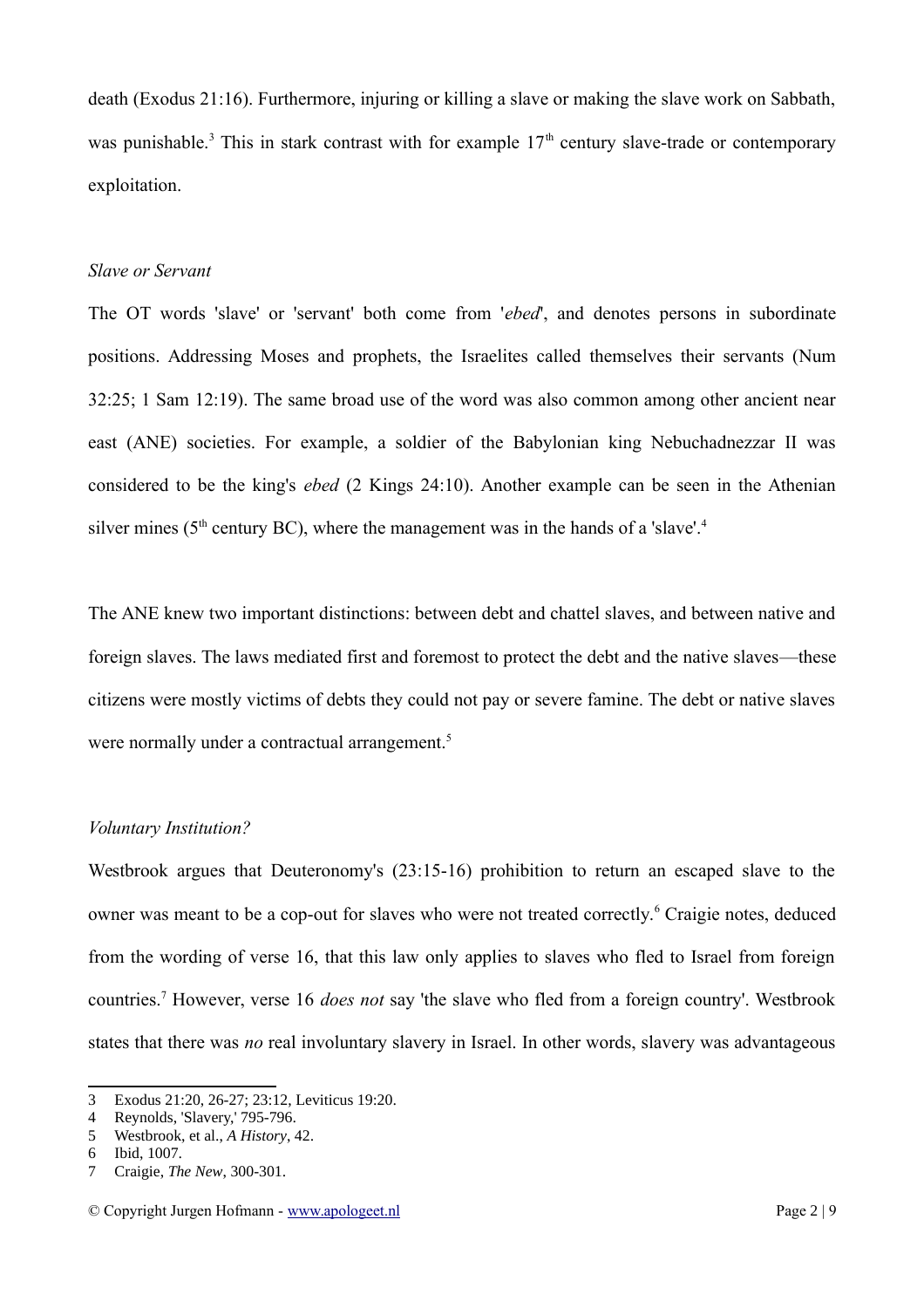death (Exodus 21:16). Furthermore, injuring or killing a slave or making the slave work on Sabbath, was punishable.[3] This in stark contrast with for example 17th century slave-trade or contemporary exploitation.

*Slave or Servant*

The OT words 'slave' or 'servant' both come from '*ebed*', and denotes persons in subordinate positions. Addressing Moses and prophets, the Israelites called themselves their servants (Num 32:25; 1 Sam 12:19). The same broad use of the word was also common among other ancient near east (ANE) societies. For example, a soldier of the Babylonian king Nebuchadnezzar II was considered to be the king's *ebed* (2 Kings 24:10). Another example can be seen in the Athenian silver mines (5th century BC), where the management was in the hands of a 'slave'.[4]

The ANE knew two important distinctions: between debt and chattel slaves, and between native and foreign slaves. The laws mediated first and foremost to protect the debt and the native slaves—these citizens were mostly victims of debts they could not pay or severe famine. The debt or native slaves were normally under a contractual arrangement.[5]

*Voluntary Institution?*

Westbrook argues that Deuteronomy's (23:15-16) prohibition to return an escaped slave to the owner was meant to be a cop-out for slaves who were not treated correctly.[6] Craigie notes, deduced from the wording of verse 16, that this law only applies to slaves who fled to Israel from foreign countries.[7] However, verse 16 *does not* say 'the slave who fled from a foreign country'. Westbrook states that there was *no* real involuntary slavery in Israel. In other words, slavery was advantageous

3 Exodus 21:20, 26-27; 23:12, Leviticus 19:20.
4 Reynolds, 'Slavery,' 795-796.
5 Westbrook, et al., *A History*, 42.
6 Ibid, 1007.
7 Craigie, *The New*, 300-301.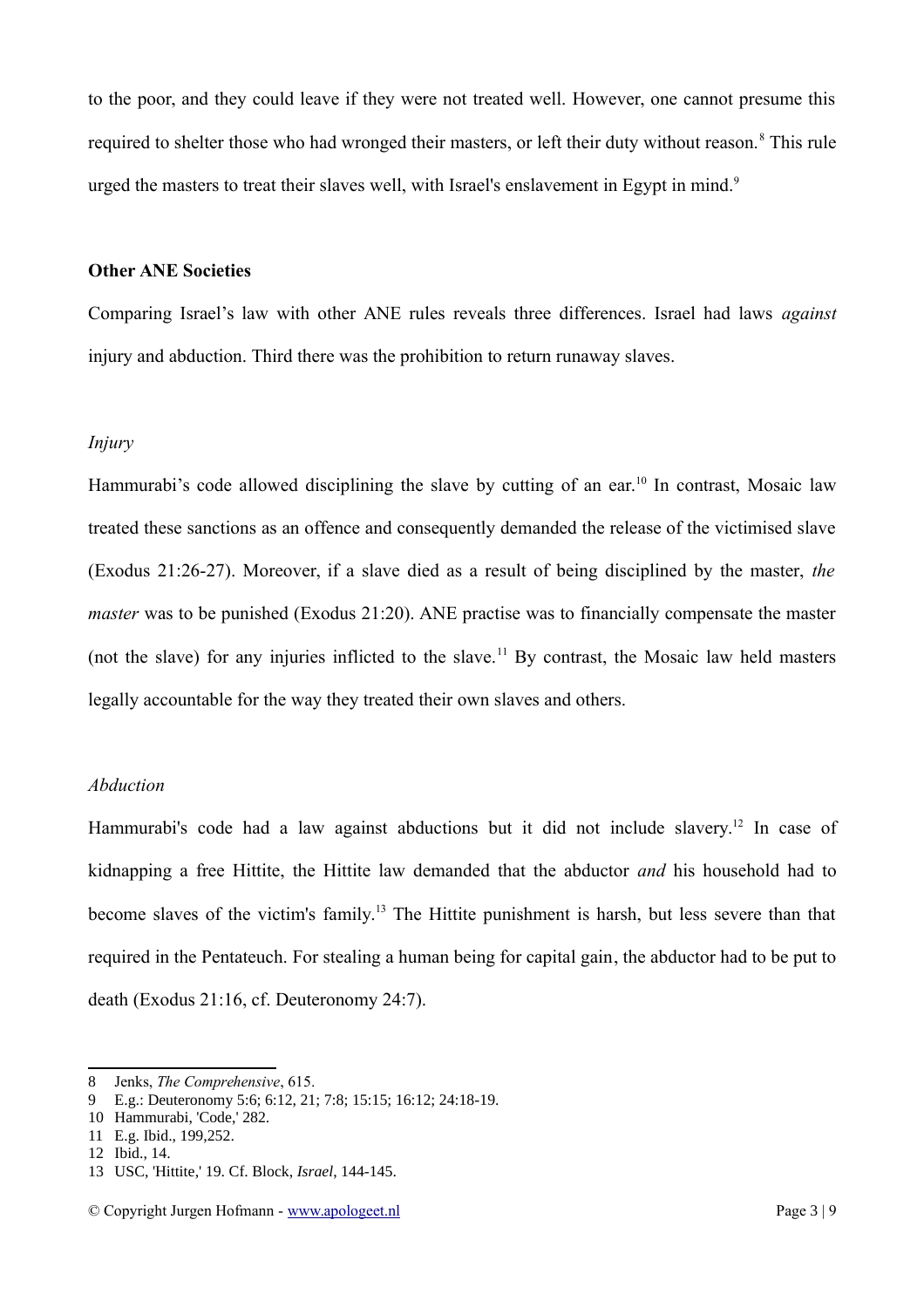to the poor, and they could leave if they were not treated well. However, one cannot presume this required to shelter those who had wronged their masters, or left their duty without reason.[8] This rule urged the masters to treat their slaves well, with Israel's enslavement in Egypt in mind.[9]

## Other ANE Societies

Comparing Israel's law with other ANE rules reveals three differences. Israel had laws *against* injury and abduction. Third there was the prohibition to return runaway slaves.

### *Injury*

Hammurabi's code allowed disciplining the slave by cutting of an ear.[10] In contrast, Mosaic law treated these sanctions as an offence and consequently demanded the release of the victimised slave (Exodus 21:26-27). Moreover, if a slave died as a result of being disciplined by the master, *the master* was to be punished (Exodus 21:20). ANE practise was to financially compensate the master (not the slave) for any injuries inflicted to the slave.[11] By contrast, the Mosaic law held masters legally accountable for the way they treated their own slaves and others.

### *Abduction*

Hammurabi's code had a law against abductions but it did not include slavery.[12] In case of kidnapping a free Hittite, the Hittite law demanded that the abductor *and* his household had to become slaves of the victim's family.[13] The Hittite punishment is harsh, but less severe than that required in the Pentateuch. For stealing a human being for capital gain, the abductor had to be put to death (Exodus 21:16, cf. Deuteronomy 24:7).

---

8 Jenks, *The Comprehensive*, 615.

9 E.g.: Deuteronomy 5:6; 6:12, 21; 7:8; 15:15; 16:12; 24:18-19.

10 Hammurabi, 'Code,' 282.

11 E.g. Ibid., 199,252.

12 Ibid., 14.

13 USC, 'Hittite,' 19. Cf. Block, *Israel*, 144-145.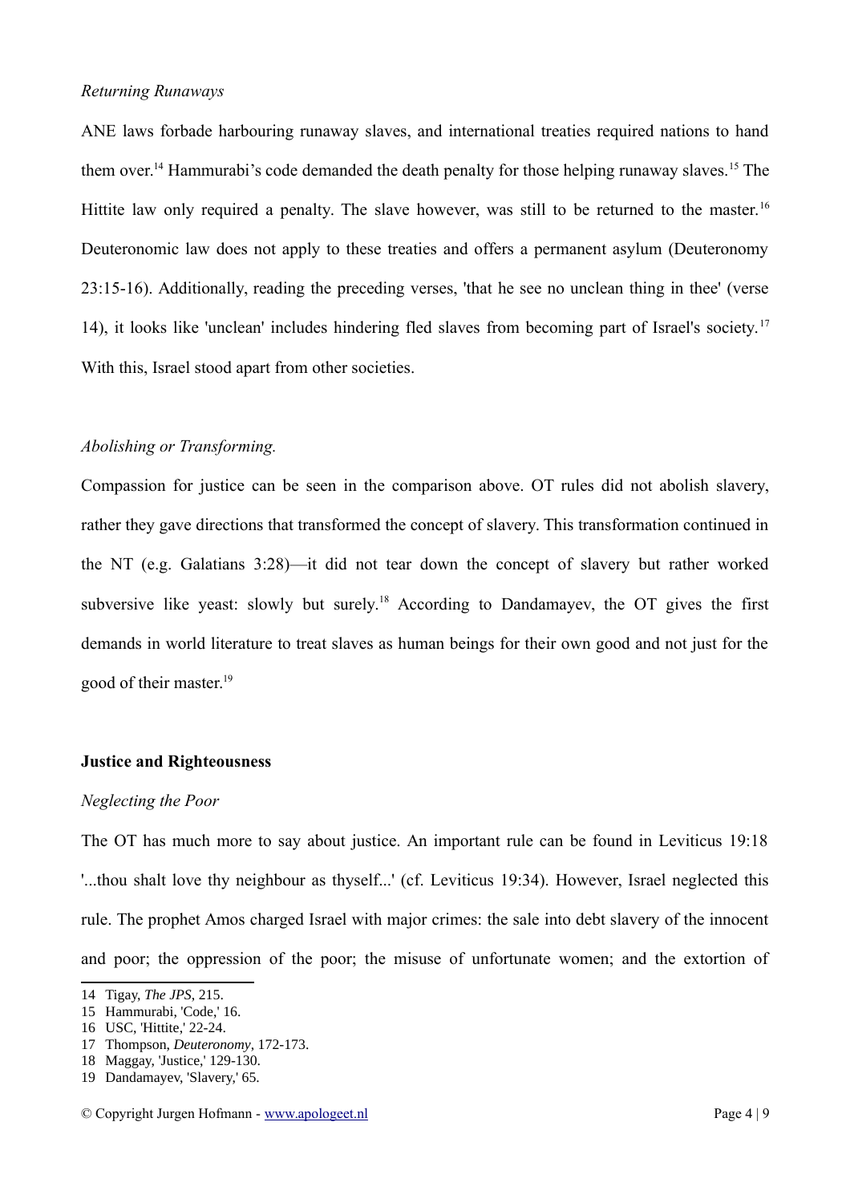*Returning Runaways*

ANE laws forbade harbouring runaway slaves, and international treaties required nations to hand them over.[14] Hammurabi's code demanded the death penalty for those helping runaway slaves.[15] The Hittite law only required a penalty. The slave however, was still to be returned to the master.[16] Deuteronomic law does not apply to these treaties and offers a permanent asylum (Deuteronomy 23:15-16). Additionally, reading the preceding verses, 'that he see no unclean thing in thee' (verse 14), it looks like 'unclean' includes hindering fled slaves from becoming part of Israel's society.[17] With this, Israel stood apart from other societies.

*Abolishing or Transforming.*

Compassion for justice can be seen in the comparison above. OT rules did not abolish slavery, rather they gave directions that transformed the concept of slavery. This transformation continued in the NT (e.g. Galatians 3:28)—it did not tear down the concept of slavery but rather worked subversive like yeast: slowly but surely.[18] According to Dandamayev, the OT gives the first demands in world literature to treat slaves as human beings for their own good and not just for the good of their master.[19]

**Justice and Righteousness**

*Neglecting the Poor*

The OT has much more to say about justice. An important rule can be found in Leviticus 19:18 '...thou shalt love thy neighbour as thyself...' (cf. Leviticus 19:34). However, Israel neglected this rule. The prophet Amos charged Israel with major crimes: the sale into debt slavery of the innocent and poor; the oppression of the poor; the misuse of unfortunate women; and the extortion of

---

14 Tigay, *The JPS*, 215.
15 Hammurabi, 'Code,' 16.
16 USC, 'Hittite,' 22-24.
17 Thompson, *Deuteronomy*, 172-173.
18 Maggay, 'Justice,' 129-130.
19 Dandamayev, 'Slavery,' 65.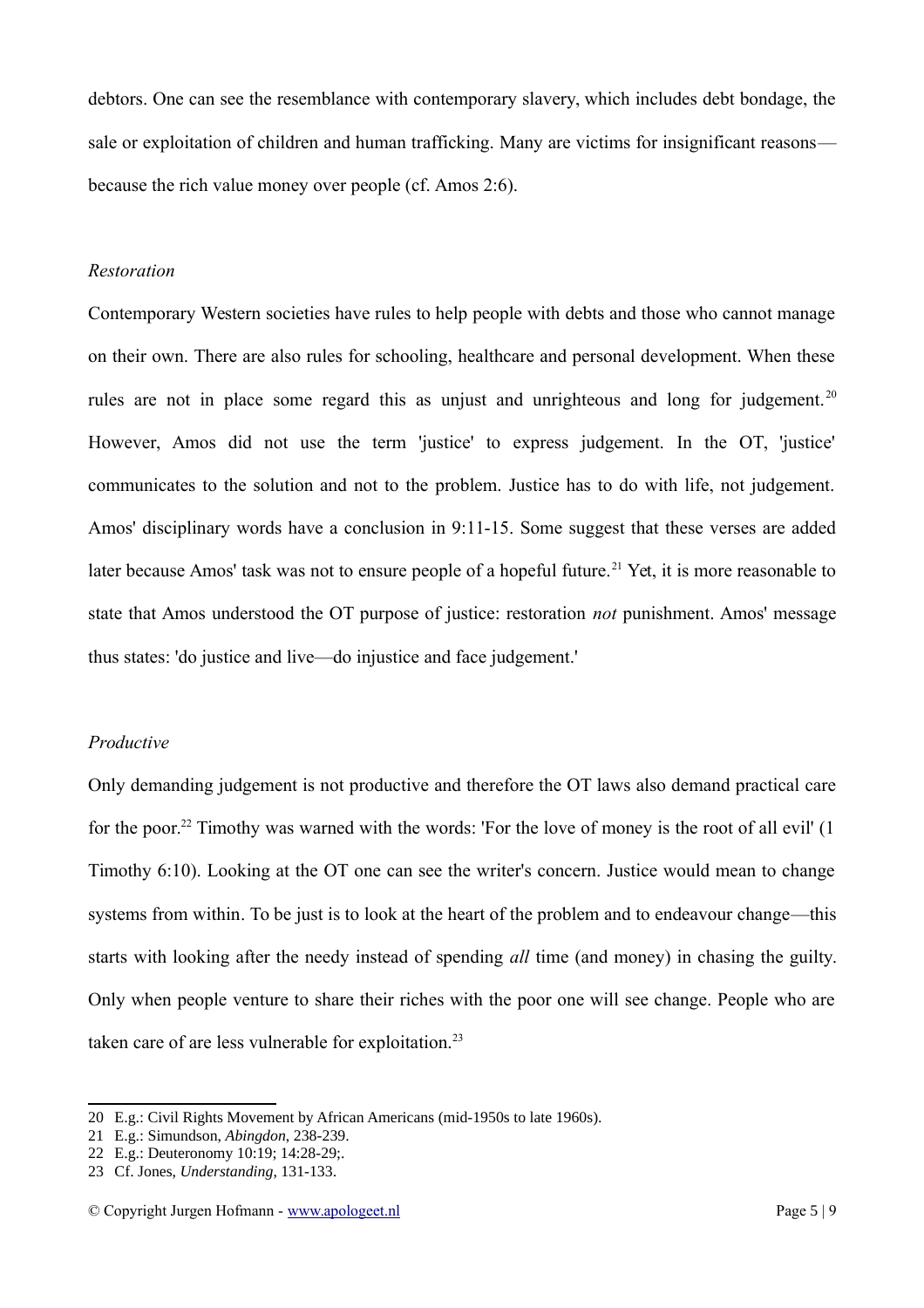debtors. One can see the resemblance with contemporary slavery, which includes debt bondage, the sale or exploitation of children and human trafficking. Many are victims for insignificant reasons—because the rich value money over people (cf. Amos 2:6).

*Restoration*

Contemporary Western societies have rules to help people with debts and those who cannot manage on their own. There are also rules for schooling, healthcare and personal development. When these rules are not in place some regard this as unjust and unrighteous and long for judgement.[20] However, Amos did not use the term 'justice' to express judgement. In the OT, 'justice' communicates to the solution and not to the problem. Justice has to do with life, not judgement. Amos' disciplinary words have a conclusion in 9:11-15. Some suggest that these verses are added later because Amos' task was not to ensure people of a hopeful future.[21] Yet, it is more reasonable to state that Amos understood the OT purpose of justice: restoration *not* punishment. Amos' message thus states: 'do justice and live—do injustice and face judgement.'

*Productive*

Only demanding judgement is not productive and therefore the OT laws also demand practical care for the poor.[22] Timothy was warned with the words: 'For the love of money is the root of all evil' (1 Timothy 6:10). Looking at the OT one can see the writer's concern. Justice would mean to change systems from within. To be just is to look at the heart of the problem and to endeavour change—this starts with looking after the needy instead of spending *all* time (and money) in chasing the guilty. Only when people venture to share their riches with the poor one will see change. People who are taken care of are less vulnerable for exploitation.[23]

---

20 E.g.: Civil Rights Movement by African Americans (mid-1950s to late 1960s).

21 E.g.: Simundson, *Abingdon*, 238-239.

22 E.g.: Deuteronomy 10:19; 14:28-29;.

23 Cf. Jones, *Understanding*, 131-133.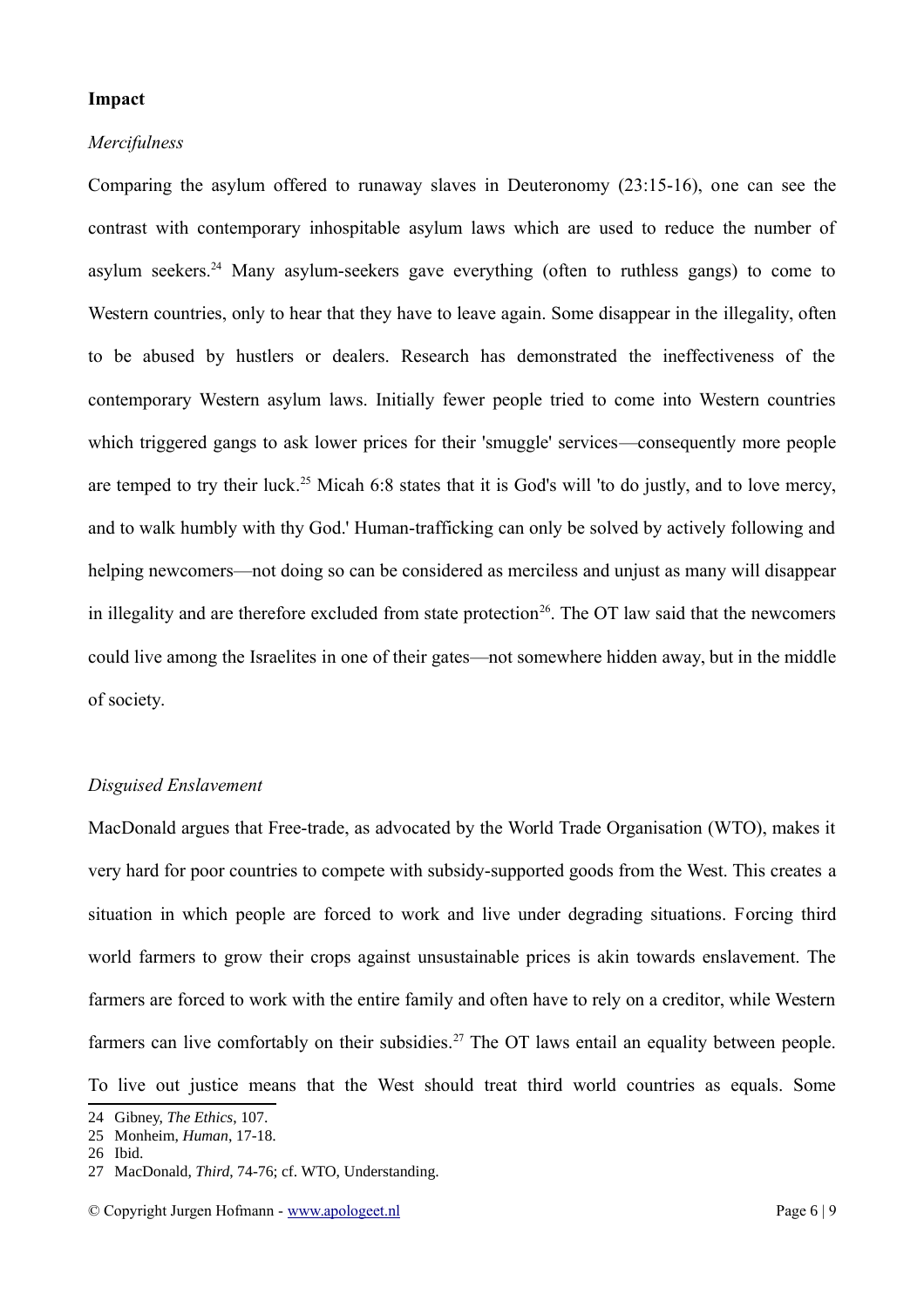**Impact**

*Mercifulness*

Comparing the asylum offered to runaway slaves in Deuteronomy (23:15-16), one can see the contrast with contemporary inhospitable asylum laws which are used to reduce the number of asylum seekers.[24] Many asylum-seekers gave everything (often to ruthless gangs) to come to Western countries, only to hear that they have to leave again. Some disappear in the illegality, often to be abused by hustlers or dealers. Research has demonstrated the ineffectiveness of the contemporary Western asylum laws. Initially fewer people tried to come into Western countries which triggered gangs to ask lower prices for their 'smuggle' services—consequently more people are temped to try their luck.[25] Micah 6:8 states that it is God's will 'to do justly, and to love mercy, and to walk humbly with thy God.' Human-trafficking can only be solved by actively following and helping newcomers—not doing so can be considered as merciless and unjust as many will disappear in illegality and are therefore excluded from state protection[26]. The OT law said that the newcomers could live among the Israelites in one of their gates—not somewhere hidden away, but in the middle of society.

*Disguised Enslavement*

MacDonald argues that Free-trade, as advocated by the World Trade Organisation (WTO), makes it very hard for poor countries to compete with subsidy-supported goods from the West. This creates a situation in which people are forced to work and live under degrading situations. Forcing third world farmers to grow their crops against unsustainable prices is akin towards enslavement. The farmers are forced to work with the entire family and often have to rely on a creditor, while Western farmers can live comfortably on their subsidies.[27] The OT laws entail an equality between people. To live out justice means that the West should treat third world countries as equals. Some

24 Gibney, *The Ethics*, 107.
25 Monheim, *Human*, 17-18.
26 Ibid.
27 MacDonald, *Third*, 74-76; cf. WTO, Understanding.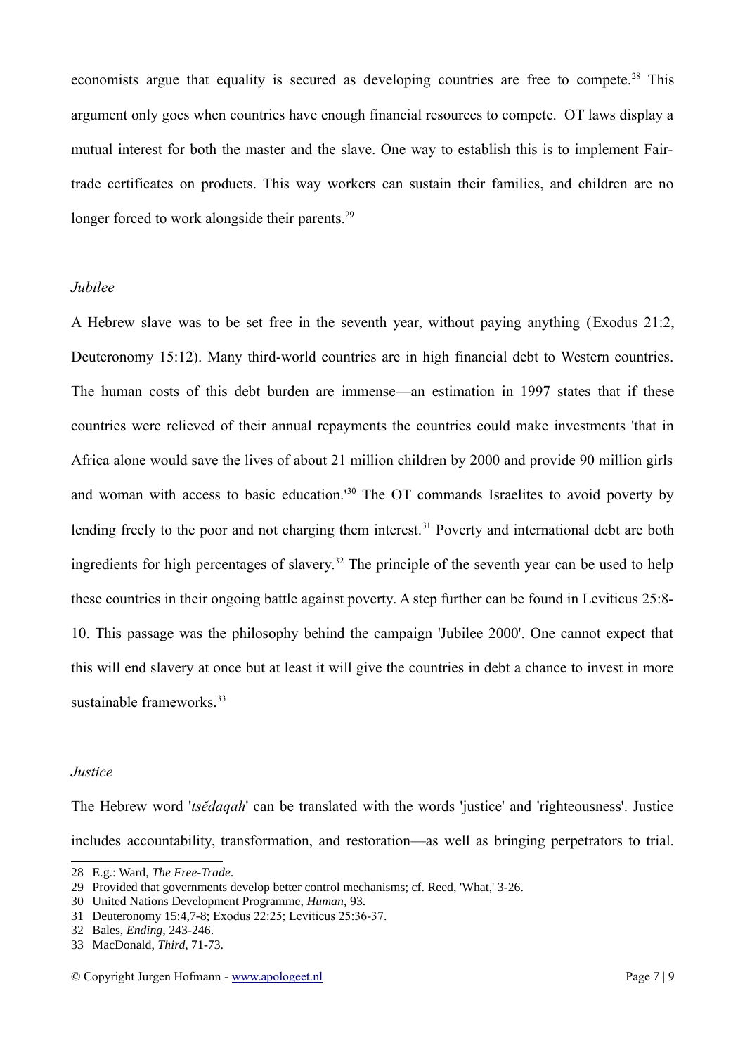economists argue that equality is secured as developing countries are free to compete.[28] This argument only goes when countries have enough financial resources to compete. OT laws display a mutual interest for both the master and the slave. One way to establish this is to implement Fair-trade certificates on products. This way workers can sustain their families, and children are no longer forced to work alongside their parents.[29]

### *Jubilee*

A Hebrew slave was to be set free in the seventh year, without paying anything (Exodus 21:2, Deuteronomy 15:12). Many third-world countries are in high financial debt to Western countries. The human costs of this debt burden are immense—an estimation in 1997 states that if these countries were relieved of their annual repayments the countries could make investments 'that in Africa alone would save the lives of about 21 million children by 2000 and provide 90 million girls and woman with access to basic education.'[30] The OT commands Israelites to avoid poverty by lending freely to the poor and not charging them interest.[31] Poverty and international debt are both ingredients for high percentages of slavery.[32] The principle of the seventh year can be used to help these countries in their ongoing battle against poverty. A step further can be found in Leviticus 25:8-10. This passage was the philosophy behind the campaign 'Jubilee 2000'. One cannot expect that this will end slavery at once but at least it will give the countries in debt a chance to invest in more sustainable frameworks.[33]

### *Justice*

The Hebrew word '*tsĕdaqah*' can be translated with the words 'justice' and 'righteousness'. Justice includes accountability, transformation, and restoration—as well as bringing perpetrators to trial.

---

28 E.g.: Ward, *The Free-Trade*.

29 Provided that governments develop better control mechanisms; cf. Reed, 'What,' 3-26.

30 United Nations Development Programme, *Human*, 93.

31 Deuteronomy 15:4,7-8; Exodus 22:25; Leviticus 25:36-37.

32 Bales, *Ending*, 243-246.

33 MacDonald, *Third*, 71-73.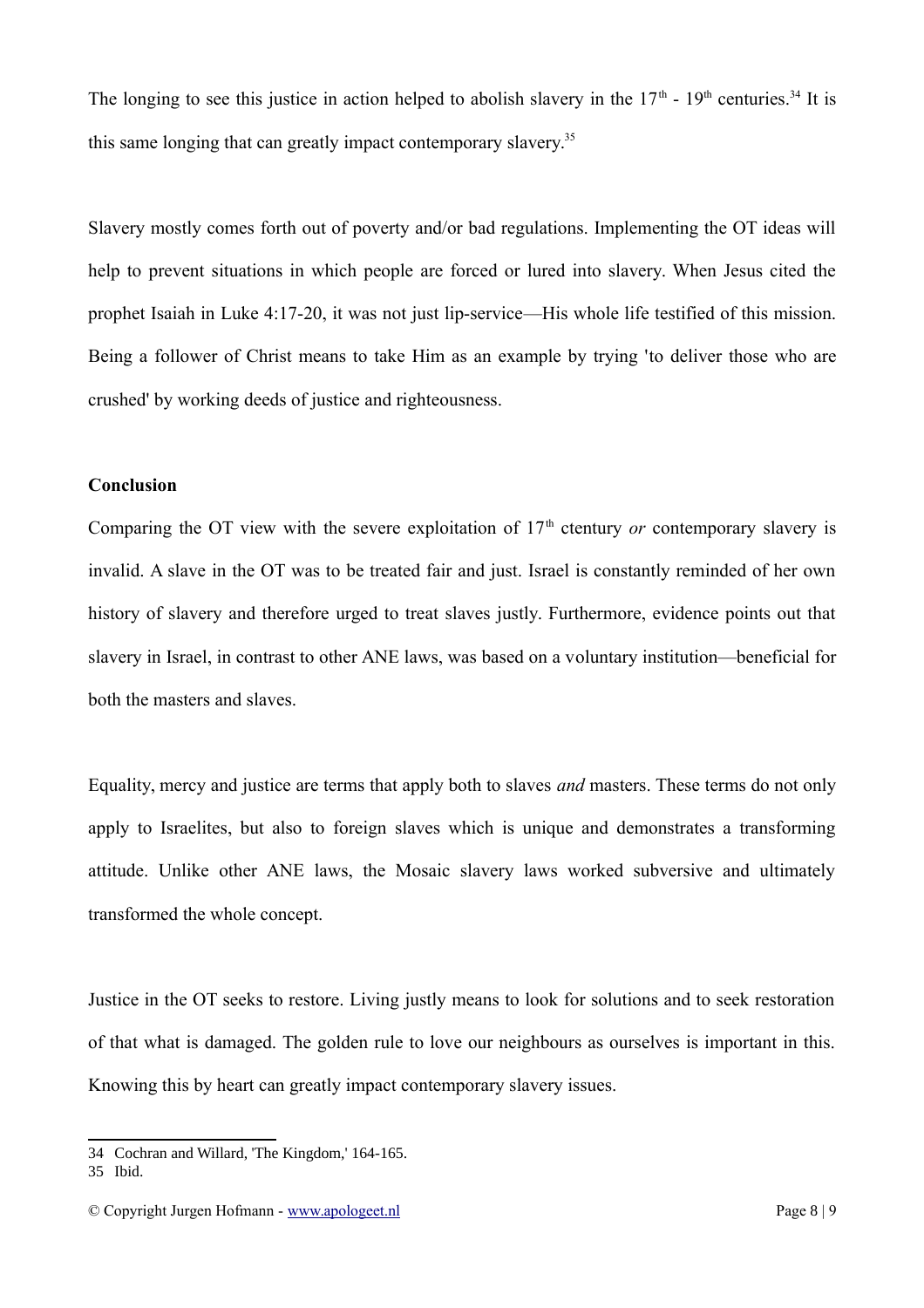The longing to see this justice in action helped to abolish slavery in the 17$^{th}$ - 19$^{th}$ centuries.[34] It is this same longing that can greatly impact contemporary slavery.[35]

Slavery mostly comes forth out of poverty and/or bad regulations. Implementing the OT ideas will help to prevent situations in which people are forced or lured into slavery. When Jesus cited the prophet Isaiah in Luke 4:17-20, it was not just lip-service—His whole life testified of this mission. Being a follower of Christ means to take Him as an example by trying 'to deliver those who are crushed' by working deeds of justice and righteousness.

**Conclusion**

Comparing the OT view with the severe exploitation of 17$^{th}$ ctentury *or* contemporary slavery is invalid. A slave in the OT was to be treated fair and just. Israel is constantly reminded of her own history of slavery and therefore urged to treat slaves justly. Furthermore, evidence points out that slavery in Israel, in contrast to other ANE laws, was based on a voluntary institution—beneficial for both the masters and slaves.

Equality, mercy and justice are terms that apply both to slaves *and* masters. These terms do not only apply to Israelites, but also to foreign slaves which is unique and demonstrates a transforming attitude. Unlike other ANE laws, the Mosaic slavery laws worked subversive and ultimately transformed the whole concept.

Justice in the OT seeks to restore. Living justly means to look for solutions and to seek restoration of that what is damaged. The golden rule to love our neighbours as ourselves is important in this. Knowing this by heart can greatly impact contemporary slavery issues.

---

34 Cochran and Willard, 'The Kingdom,' 164-165.

35 Ibid.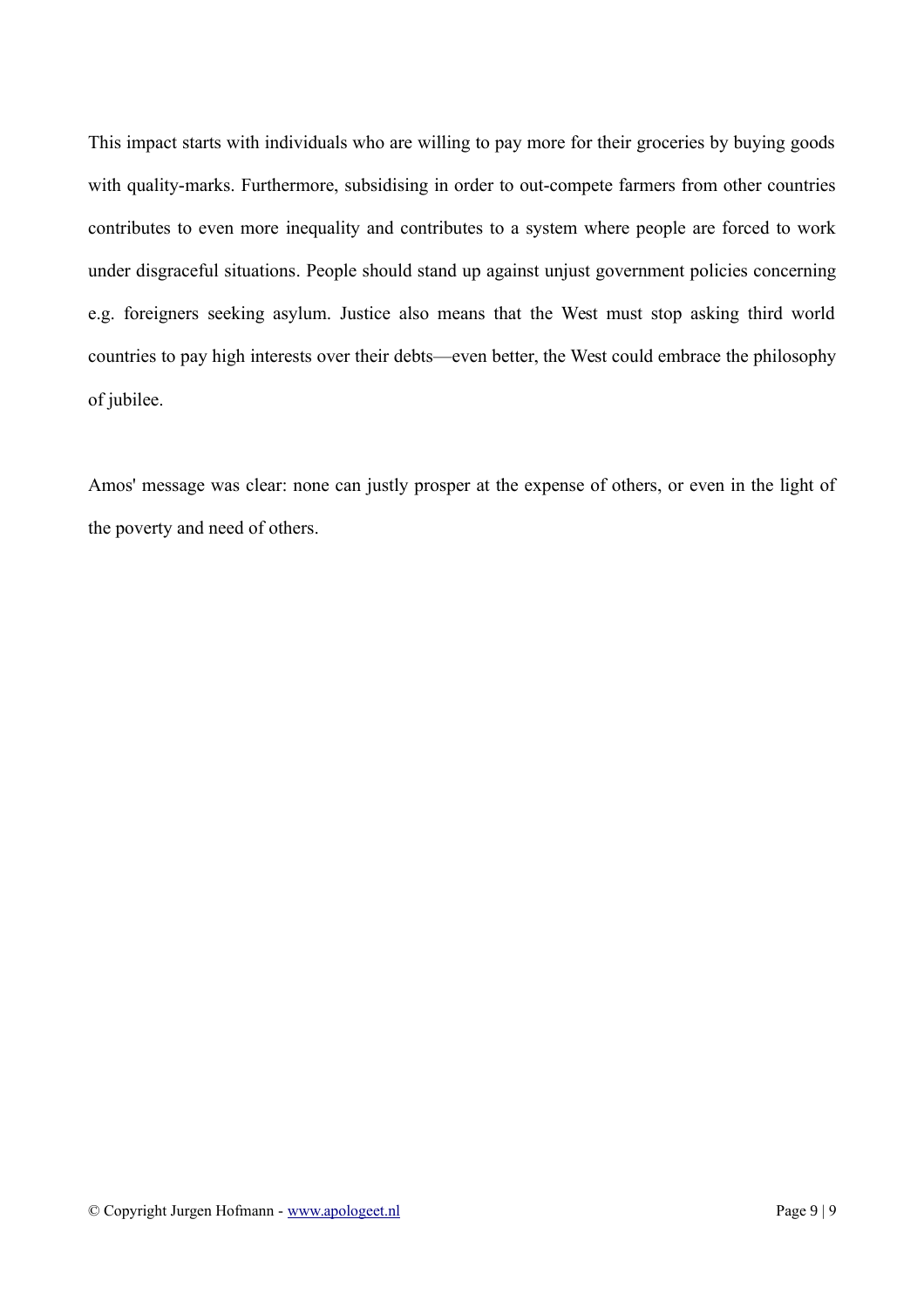This impact starts with individuals who are willing to pay more for their groceries by buying goods with quality-marks. Furthermore, subsidising in order to out-compete farmers from other countries contributes to even more inequality and contributes to a system where people are forced to work under disgraceful situations. People should stand up against unjust government policies concerning e.g. foreigners seeking asylum. Justice also means that the West must stop asking third world countries to pay high interests over their debts—even better, the West could embrace the philosophy of jubilee.

Amos' message was clear: none can justly prosper at the expense of others, or even in the light of the poverty and need of others.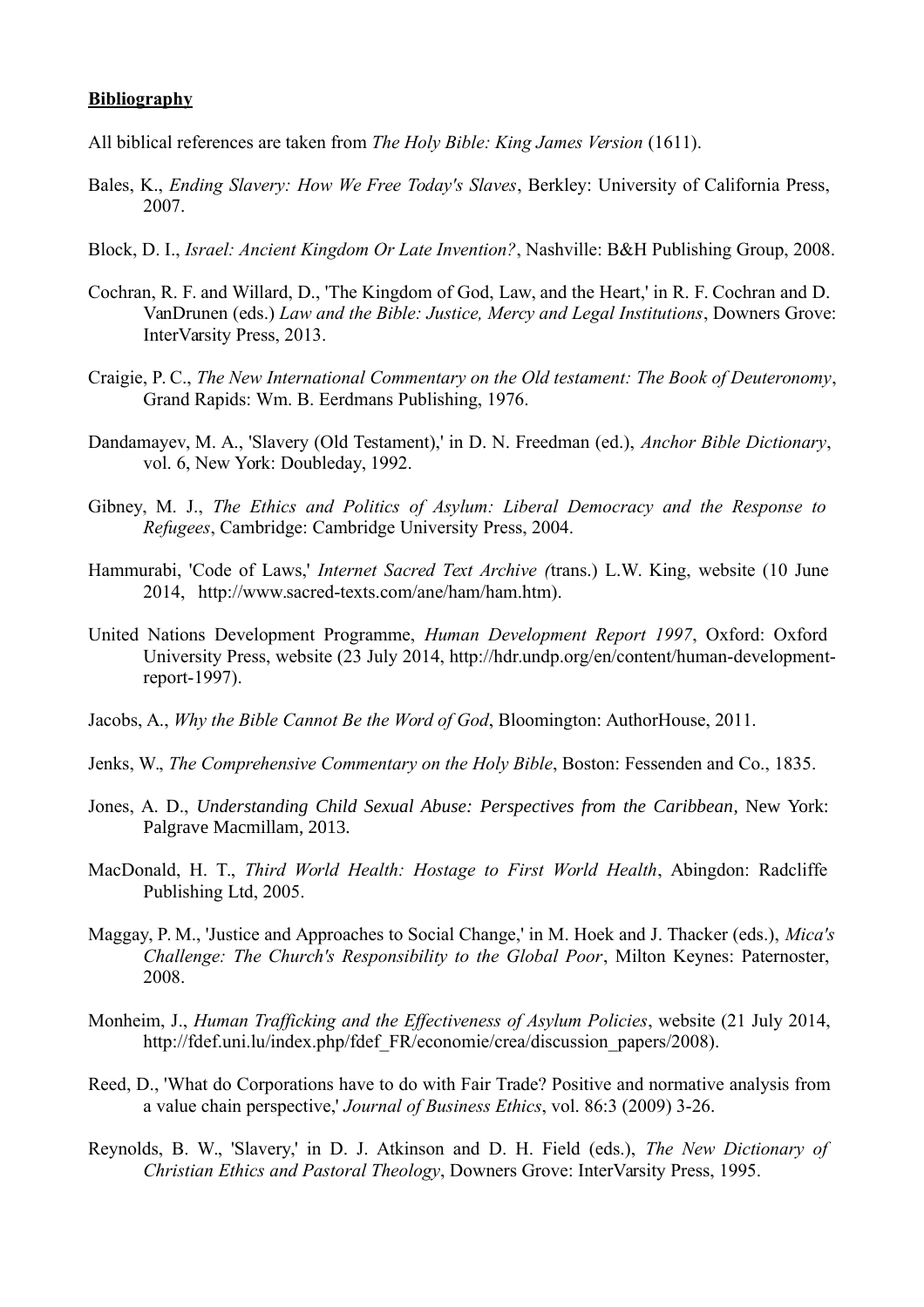**Bibliography**

All biblical references are taken from *The Holy Bible: King James Version* (1611).

Bales, K., *Ending Slavery: How We Free Today's Slaves*, Berkley: University of California Press, 2007.

Block, D. I., *Israel: Ancient Kingdom Or Late Invention?*, Nashville: B&H Publishing Group, 2008.

Cochran, R. F. and Willard, D., 'The Kingdom of God, Law, and the Heart,' in R. F. Cochran and D. VanDrunen (eds.) *Law and the Bible: Justice, Mercy and Legal Institutions*, Downers Grove: InterVarsity Press, 2013.

Craigie, P. C., *The New International Commentary on the Old testament: The Book of Deuteronomy*, Grand Rapids: Wm. B. Eerdmans Publishing, 1976.

Dandamayev, M. A., 'Slavery (Old Testament),' in D. N. Freedman (ed.), *Anchor Bible Dictionary*, vol. 6, New York: Doubleday, 1992.

Gibney, M. J., *The Ethics and Politics of Asylum: Liberal Democracy and the Response to Refugees*, Cambridge: Cambridge University Press, 2004.

Hammurabi, 'Code of Laws,' *Internet Sacred Text Archive (*trans.) L.W. King, website (10 June 2014, http://www.sacred-texts.com/ane/ham/ham.htm).

United Nations Development Programme, *Human Development Report 1997*, Oxford: Oxford University Press, website (23 July 2014, http://hdr.undp.org/en/content/human-development-report-1997).

Jacobs, A., *Why the Bible Cannot Be the Word of God*, Bloomington: AuthorHouse, 2011.

Jenks, W., *The Comprehensive Commentary on the Holy Bible*, Boston: Fessenden and Co., 1835.

Jones, A. D., *Understanding Child Sexual Abuse: Perspectives from the Caribbean*, New York: Palgrave Macmillam, 2013.

MacDonald, H. T., *Third World Health: Hostage to First World Health*, Abingdon: Radcliffe Publishing Ltd, 2005.

Maggay, P. M., 'Justice and Approaches to Social Change,' in M. Hoek and J. Thacker (eds.), *Mica's Challenge: The Church's Responsibility to the Global Poor*, Milton Keynes: Paternoster, 2008.

Monheim, J., *Human Trafficking and the Effectiveness of Asylum Policies*, website (21 July 2014, http://fdef.uni.lu/index.php/fdef_FR/economie/crea/discussion_papers/2008).

Reed, D., 'What do Corporations have to do with Fair Trade? Positive and normative analysis from a value chain perspective,' *Journal of Business Ethics*, vol. 86:3 (2009) 3-26.

Reynolds, B. W., 'Slavery,' in D. J. Atkinson and D. H. Field (eds.), *The New Dictionary of Christian Ethics and Pastoral Theology*, Downers Grove: InterVarsity Press, 1995.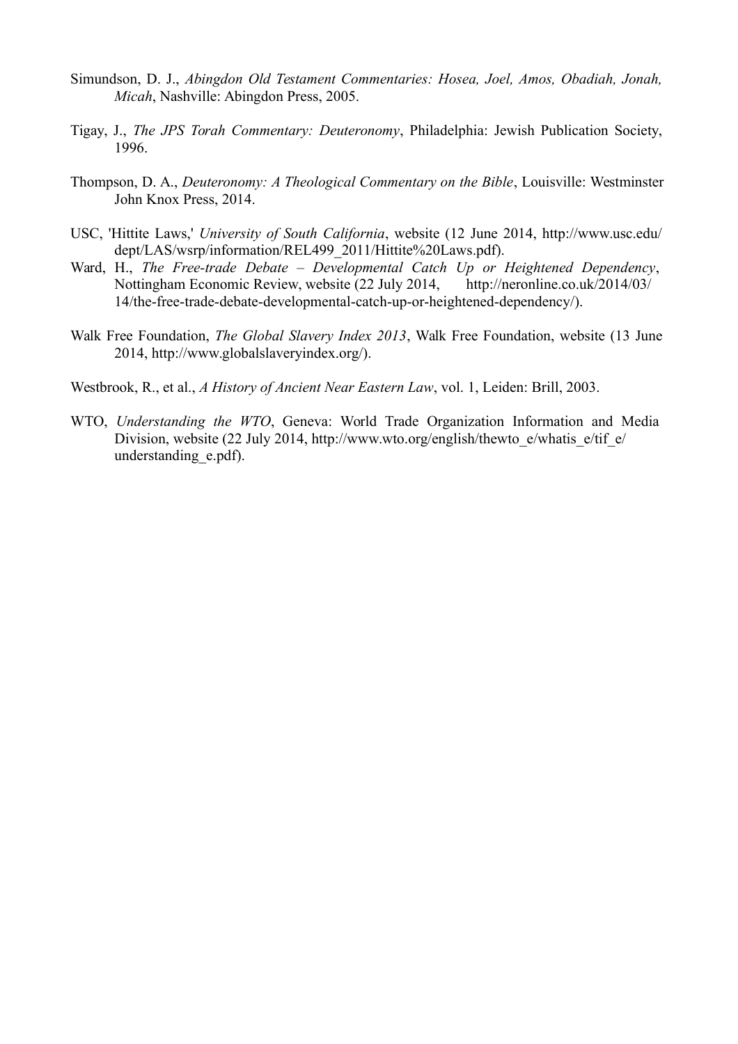Simundson, D. J., *Abingdon Old Testament Commentaries: Hosea, Joel, Amos, Obadiah, Jonah, Micah*, Nashville: Abingdon Press, 2005.

Tigay, J., *The JPS Torah Commentary: Deuteronomy*, Philadelphia: Jewish Publication Society, 1996.

Thompson, D. A., *Deuteronomy: A Theological Commentary on the Bible*, Louisville: Westminster John Knox Press, 2014.

USC, 'Hittite Laws,' *University of South California*, website (12 June 2014, http://www.usc.edu/dept/LAS/wsrp/information/REL499_2011/Hittite%20Laws.pdf).

Ward, H., *The Free-trade Debate – Developmental Catch Up or Heightened Dependency*, Nottingham Economic Review, website (22 July 2014, http://neronline.co.uk/2014/03/14/the-free-trade-debate-developmental-catch-up-or-heightened-dependency/).

Walk Free Foundation, *The Global Slavery Index 2013*, Walk Free Foundation, website (13 June 2014, http://www.globalslaveryindex.org/).

Westbrook, R., et al., *A History of Ancient Near Eastern Law*, vol. 1, Leiden: Brill, 2003.

WTO, *Understanding the WTO*, Geneva: World Trade Organization Information and Media Division, website (22 July 2014, http://www.wto.org/english/thewto_e/whatis_e/tif_e/understanding_e.pdf).